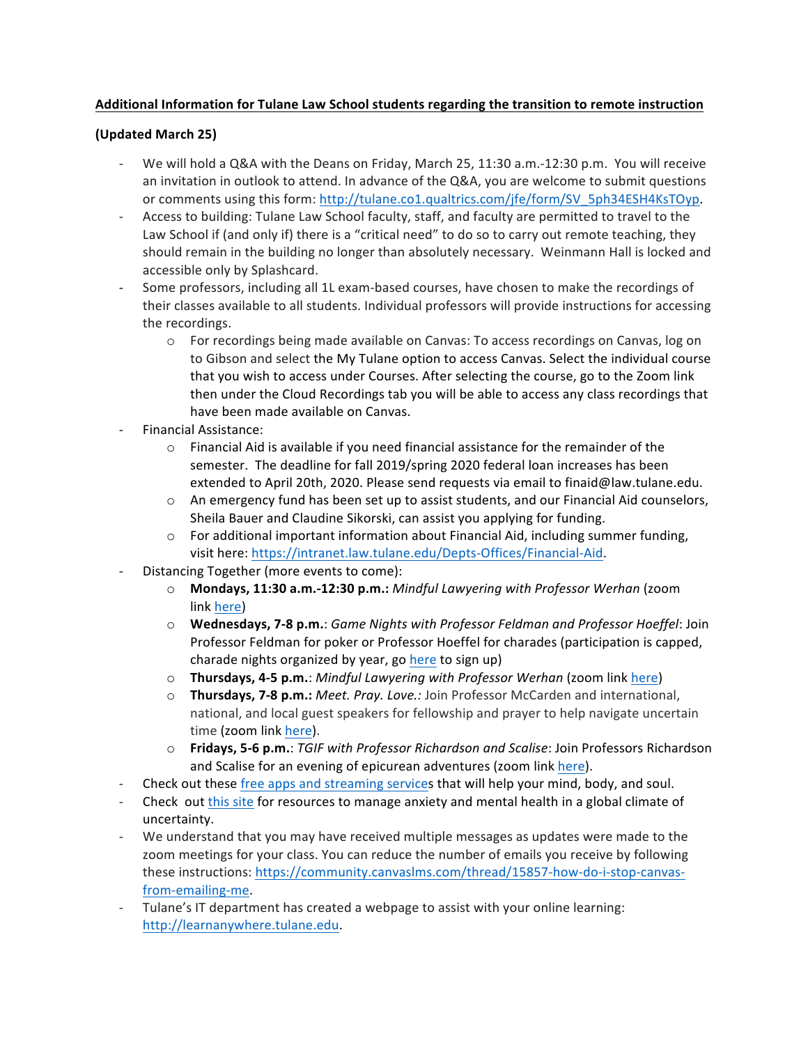**Additional Information for Tulane Law School students regarding the transition to remote instruction**

**(Updated March 25)**

- We will hold a Q&A with the Deans on Friday, March 25, 11:30 a.m.-12:30 p.m. You will receive an invitation in outlook to attend. In advance of the Q&A, you are welcome to submit questions or comments using this form: http://tulane.co1.qualtrics.com/jfe/form/SV_5ph34ESH4KsTOyp.
- Access to building: Tulane Law School faculty, staff, and faculty are permitted to travel to the Law School if (and only if) there is a "critical need" to do so to carry out remote teaching, they should remain in the building no longer than absolutely necessary. Weinmann Hall is locked and accessible only by Splashcard.
- Some professors, including all 1L exam-based courses, have chosen to make the recordings of their classes available to all students. Individual professors will provide instructions for accessing the recordings.
  - For recordings being made available on Canvas: To access recordings on Canvas, log on to Gibson and select the My Tulane option to access Canvas. Select the individual course that you wish to access under Courses. After selecting the course, go to the Zoom link then under the Cloud Recordings tab you will be able to access any class recordings that have been made available on Canvas.
- Financial Assistance:
  - Financial Aid is available if you need financial assistance for the remainder of the semester. The deadline for fall 2019/spring 2020 federal loan increases has been extended to April 20th, 2020. Please send requests via email to finaid@law.tulane.edu.
  - An emergency fund has been set up to assist students, and our Financial Aid counselors, Sheila Bauer and Claudine Sikorski, can assist you applying for funding.
  - For additional important information about Financial Aid, including summer funding, visit here: https://intranet.law.tulane.edu/Depts-Offices/Financial-Aid.
- Distancing Together (more events to come):
  - **Mondays, 11:30 a.m.-12:30 p.m.:** *Mindful Lawyering with Professor Werhan* (zoom link here)
  - **Wednesdays, 7-8 p.m.**: *Game Nights with Professor Feldman and Professor Hoeffel*: Join Professor Feldman for poker or Professor Hoeffel for charades (participation is capped, charade nights organized by year, go here to sign up)
  - **Thursdays, 4-5 p.m.**: *Mindful Lawyering with Professor Werhan* (zoom link here)
  - **Thursdays, 7-8 p.m.:** *Meet. Pray. Love.:* Join Professor McCarden and international, national, and local guest speakers for fellowship and prayer to help navigate uncertain time (zoom link here).
  - **Fridays, 5-6 p.m.**: *TGIF with Professor Richardson and Scalise*: Join Professors Richardson and Scalise for an evening of epicurean adventures (zoom link here).
- Check out these free apps and streaming services that will help your mind, body, and soul.
- Check out this site for resources to manage anxiety and mental health in a global climate of uncertainty.
- We understand that you may have received multiple messages as updates were made to the zoom meetings for your class. You can reduce the number of emails you receive by following these instructions: https://community.canvaslms.com/thread/15857-how-do-i-stop-canvas-from-emailing-me.
- Tulane's IT department has created a webpage to assist with your online learning: http://learnanywhere.tulane.edu.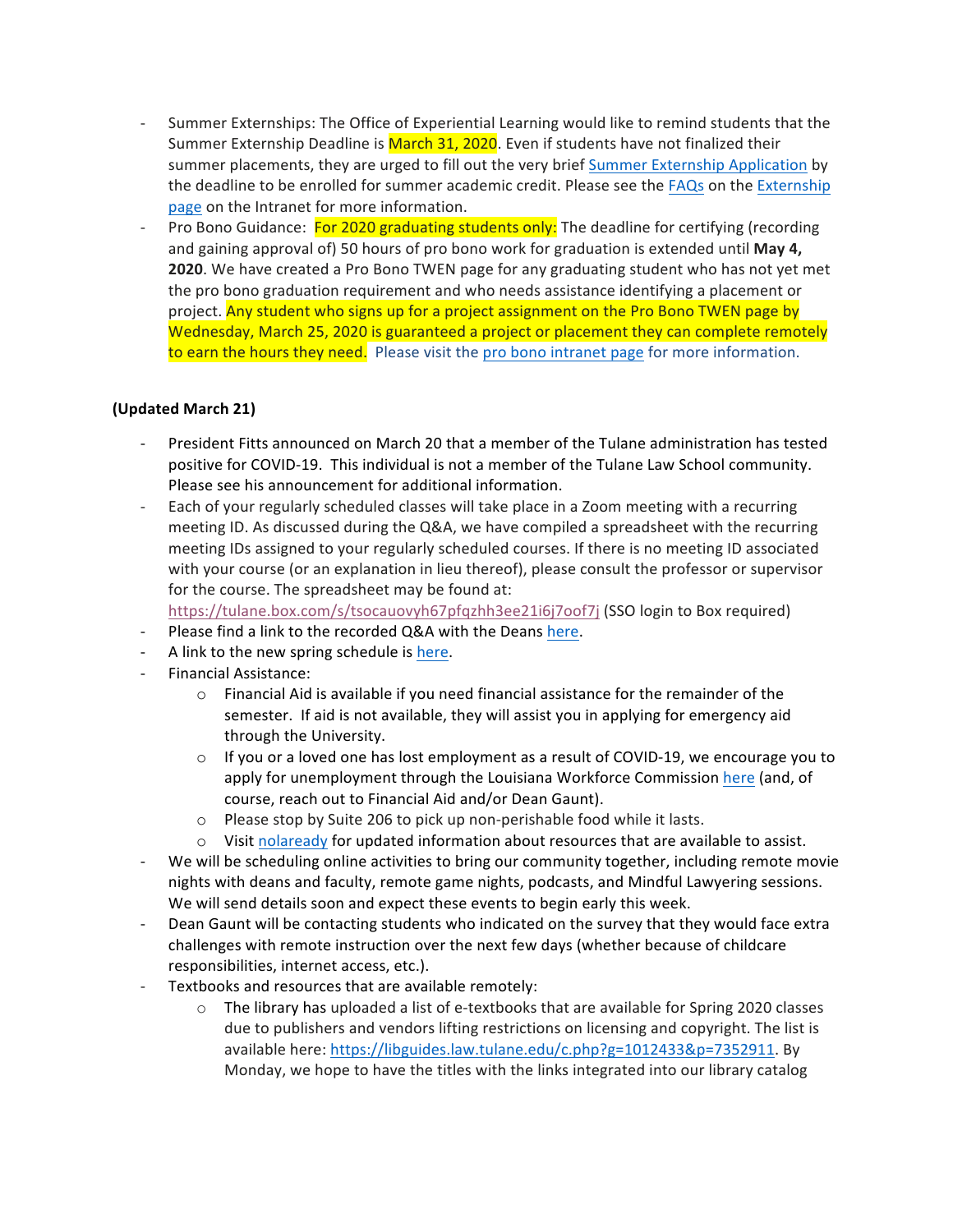- Summer Externships: The Office of Experiential Learning would like to remind students that the Summer Externship Deadline is March 31, 2020. Even if students have not finalized their summer placements, they are urged to fill out the very brief Summer Externship Application by the deadline to be enrolled for summer academic credit. Please see the FAQs on the Externship page on the Intranet for more information.
- Pro Bono Guidance: For 2020 graduating students only: The deadline for certifying (recording and gaining approval of) 50 hours of pro bono work for graduation is extended until **May 4, 2020**. We have created a Pro Bono TWEN page for any graduating student who has not yet met the pro bono graduation requirement and who needs assistance identifying a placement or project. Any student who signs up for a project assignment on the Pro Bono TWEN page by Wednesday, March 25, 2020 is guaranteed a project or placement they can complete remotely to earn the hours they need. Please visit the pro bono intranet page for more information.

**(Updated March 21)**

- President Fitts announced on March 20 that a member of the Tulane administration has tested positive for COVID-19. This individual is not a member of the Tulane Law School community. Please see his announcement for additional information.
- Each of your regularly scheduled classes will take place in a Zoom meeting with a recurring meeting ID. As discussed during the Q&A, we have compiled a spreadsheet with the recurring meeting IDs assigned to your regularly scheduled courses. If there is no meeting ID associated with your course (or an explanation in lieu thereof), please consult the professor or supervisor for the course. The spreadsheet may be found at: https://tulane.box.com/s/tsocauovyh67pfqzhh3ee21i6j7oof7j (SSO login to Box required)
- Please find a link to the recorded Q&A with the Deans here.
- A link to the new spring schedule is here.
- Financial Assistance:
  - Financial Aid is available if you need financial assistance for the remainder of the semester. If aid is not available, they will assist you in applying for emergency aid through the University.
  - If you or a loved one has lost employment as a result of COVID-19, we encourage you to apply for unemployment through the Louisiana Workforce Commission here (and, of course, reach out to Financial Aid and/or Dean Gaunt).
  - Please stop by Suite 206 to pick up non-perishable food while it lasts.
  - Visit nolaready for updated information about resources that are available to assist.
- We will be scheduling online activities to bring our community together, including remote movie nights with deans and faculty, remote game nights, podcasts, and Mindful Lawyering sessions. We will send details soon and expect these events to begin early this week.
- Dean Gaunt will be contacting students who indicated on the survey that they would face extra challenges with remote instruction over the next few days (whether because of childcare responsibilities, internet access, etc.).
- Textbooks and resources that are available remotely:
  - The library has uploaded a list of e-textbooks that are available for Spring 2020 classes due to publishers and vendors lifting restrictions on licensing and copyright. The list is available here: https://libguides.law.tulane.edu/c.php?g=1012433&p=7352911. By Monday, we hope to have the titles with the links integrated into our library catalog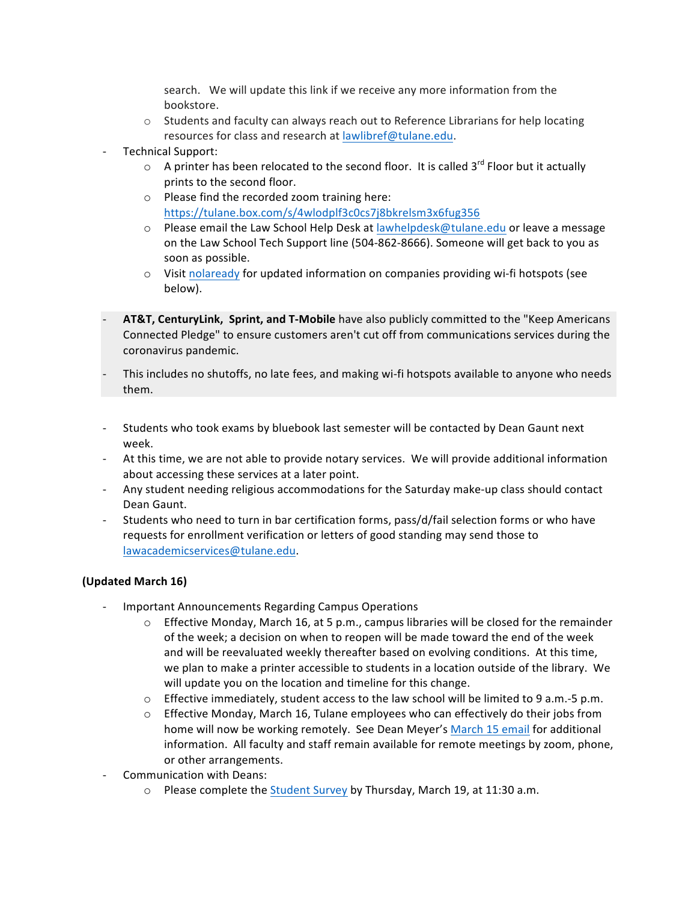search. We will update this link if we receive any more information from the bookstore.
  - Students and faculty can always reach out to Reference Librarians for help locating resources for class and research at lawlibref@tulane.edu.
- Technical Support:
  - A printer has been relocated to the second floor. It is called 3rd Floor but it actually prints to the second floor.
  - Please find the recorded zoom training here: https://tulane.box.com/s/4wlodplf3c0cs7j8bkrelsm3x6fug356
  - Please email the Law School Help Desk at lawhelpdesk@tulane.edu or leave a message on the Law School Tech Support line (504-862-8666). Someone will get back to you as soon as possible.
  - Visit nolaready for updated information on companies providing wi-fi hotspots (see below).

- **AT&T, CenturyLink, Sprint, and T-Mobile** have also publicly committed to the "Keep Americans Connected Pledge" to ensure customers aren't cut off from communications services during the coronavirus pandemic.
- This includes no shutoffs, no late fees, and making wi-fi hotspots available to anyone who needs them.

- Students who took exams by bluebook last semester will be contacted by Dean Gaunt next week.
- At this time, we are not able to provide notary services. We will provide additional information about accessing these services at a later point.
- Any student needing religious accommodations for the Saturday make-up class should contact Dean Gaunt.
- Students who need to turn in bar certification forms, pass/d/fail selection forms or who have requests for enrollment verification or letters of good standing may send those to lawacademicservices@tulane.edu.

**(Updated March 16)**

- Important Announcements Regarding Campus Operations
  - Effective Monday, March 16, at 5 p.m., campus libraries will be closed for the remainder of the week; a decision on when to reopen will be made toward the end of the week and will be reevaluated weekly thereafter based on evolving conditions. At this time, we plan to make a printer accessible to students in a location outside of the library. We will update you on the location and timeline for this change.
  - Effective immediately, student access to the law school will be limited to 9 a.m.-5 p.m.
  - Effective Monday, March 16, Tulane employees who can effectively do their jobs from home will now be working remotely. See Dean Meyer's March 15 email for additional information. All faculty and staff remain available for remote meetings by zoom, phone, or other arrangements.
- Communication with Deans:
  - Please complete the Student Survey by Thursday, March 19, at 11:30 a.m.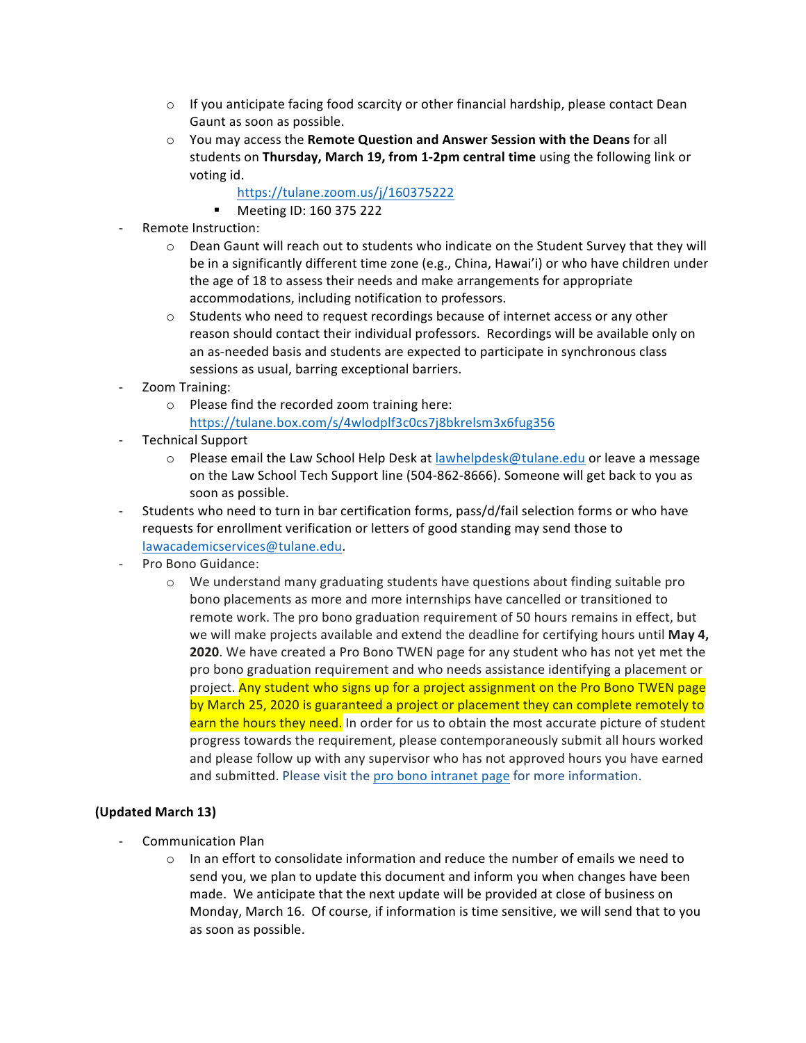- If you anticipate facing food scarcity or other financial hardship, please contact Dean Gaunt as soon as possible.
  - You may access the **Remote Question and Answer Session with the Deans** for all students on **Thursday, March 19, from 1-2pm central time** using the following link or voting id.
    - [https://tulane.zoom.us/j/160375222](https://tulane.zoom.us/j/160375222)
      - Meeting ID: 160 375 222
- Remote Instruction:
  - Dean Gaunt will reach out to students who indicate on the Student Survey that they will be in a significantly different time zone (e.g., China, Hawai'i) or who have children under the age of 18 to assess their needs and make arrangements for appropriate accommodations, including notification to professors.
  - Students who need to request recordings because of internet access or any other reason should contact their individual professors. Recordings will be available only on an as-needed basis and students are expected to participate in synchronous class sessions as usual, barring exceptional barriers.
- Zoom Training:
  - Please find the recorded zoom training here: [https://tulane.box.com/s/4wlodplf3c0cs7j8bkrelsm3x6fug356](https://tulane.box.com/s/4wlodplf3c0cs7j8bkrelsm3x6fug356)
- Technical Support
  - Please email the Law School Help Desk at [lawhelpdesk@tulane.edu](mailto:lawhelpdesk@tulane.edu) or leave a message on the Law School Tech Support line (504-862-8666). Someone will get back to you as soon as possible.
- Students who need to turn in bar certification forms, pass/d/fail selection forms or who have requests for enrollment verification or letters of good standing may send those to [lawacademicservices@tulane.edu](mailto:lawacademicservices@tulane.edu).
- Pro Bono Guidance:
  - We understand many graduating students have questions about finding suitable pro bono placements as more and more internships have cancelled or transitioned to remote work. The pro bono graduation requirement of 50 hours remains in effect, but we will make projects available and extend the deadline for certifying hours until **May 4, 2020**. We have created a Pro Bono TWEN page for any student who has not yet met the pro bono graduation requirement and who needs assistance identifying a placement or project. Any student who signs up for a project assignment on the Pro Bono TWEN page by March 25, 2020 is guaranteed a project or placement they can complete remotely to earn the hours they need. In order for us to obtain the most accurate picture of student progress towards the requirement, please contemporaneously submit all hours worked and please follow up with any supervisor who has not approved hours you have earned and submitted. Please visit the pro bono intranet page for more information.

**(Updated March 13)**

- Communication Plan
  - In an effort to consolidate information and reduce the number of emails we need to send you, we plan to update this document and inform you when changes have been made. We anticipate that the next update will be provided at close of business on Monday, March 16. Of course, if information is time sensitive, we will send that to you as soon as possible.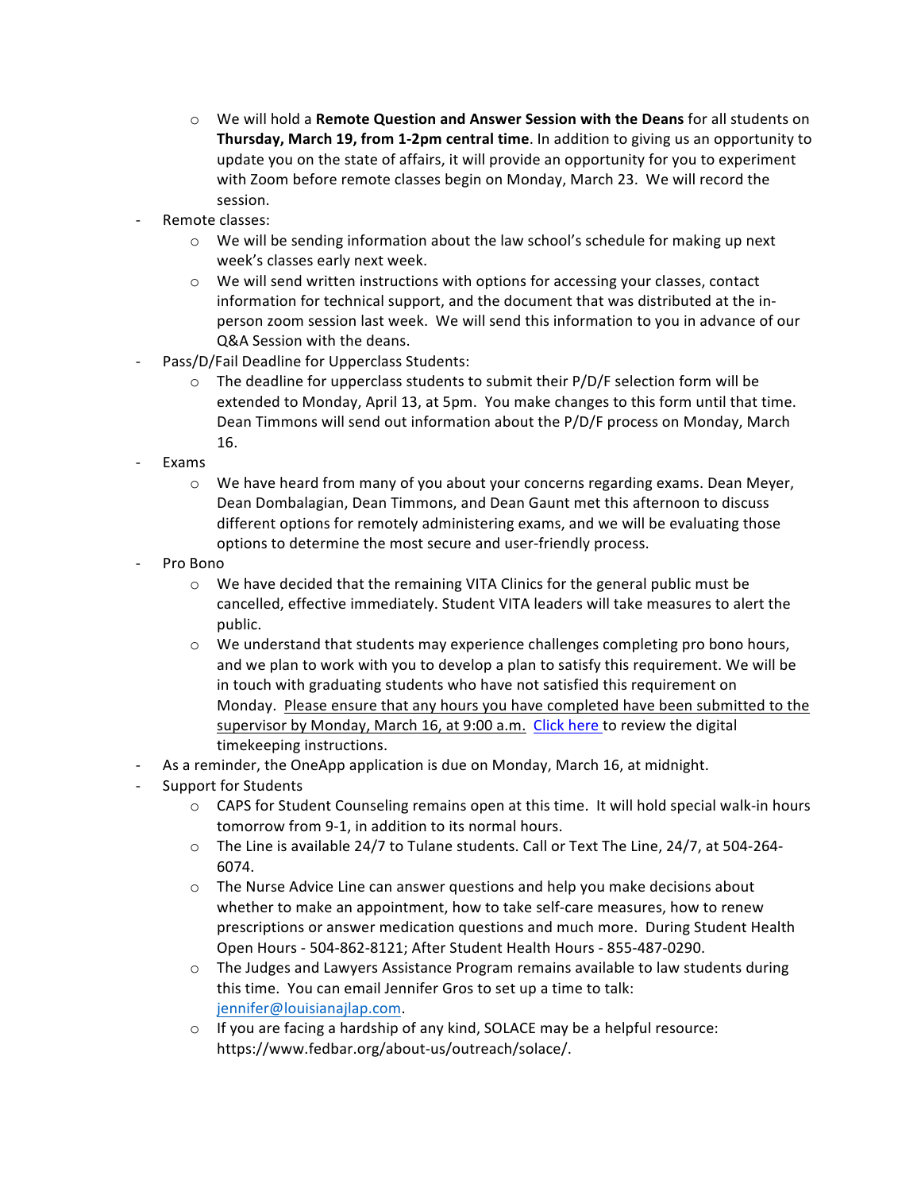- We will hold a **Remote Question and Answer Session with the Deans** for all students on **Thursday, March 19, from 1-2pm central time**. In addition to giving us an opportunity to update you on the state of affairs, it will provide an opportunity for you to experiment with Zoom before remote classes begin on Monday, March 23. We will record the session.
- Remote classes:
  - We will be sending information about the law school's schedule for making up next week's classes early next week.
  - We will send written instructions with options for accessing your classes, contact information for technical support, and the document that was distributed at the in-person zoom session last week. We will send this information to you in advance of our Q&A Session with the deans.
- Pass/D/Fail Deadline for Upperclass Students:
  - The deadline for upperclass students to submit their P/D/F selection form will be extended to Monday, April 13, at 5pm. You make changes to this form until that time. Dean Timmons will send out information about the P/D/F process on Monday, March 16.
- Exams
  - We have heard from many of you about your concerns regarding exams. Dean Meyer, Dean Dombalagian, Dean Timmons, and Dean Gaunt met this afternoon to discuss different options for remotely administering exams, and we will be evaluating those options to determine the most secure and user-friendly process.
- Pro Bono
  - We have decided that the remaining VITA Clinics for the general public must be cancelled, effective immediately. Student VITA leaders will take measures to alert the public.
  - We understand that students may experience challenges completing pro bono hours, and we plan to work with you to develop a plan to satisfy this requirement. We will be in touch with graduating students who have not satisfied this requirement on Monday. <u>Please ensure that any hours you have completed have been submitted to the supervisor by Monday, March 16, at 9:00 a.m.</u> Click here to review the digital timekeeping instructions.
- As a reminder, the OneApp application is due on Monday, March 16, at midnight.
- Support for Students
  - CAPS for Student Counseling remains open at this time. It will hold special walk-in hours tomorrow from 9-1, in addition to its normal hours.
  - The Line is available 24/7 to Tulane students. Call or Text The Line, 24/7, at 504-264-6074.
  - The Nurse Advice Line can answer questions and help you make decisions about whether to make an appointment, how to take self-care measures, how to renew prescriptions or answer medication questions and much more. During Student Health Open Hours - 504-862-8121; After Student Health Hours - 855-487-0290.
  - The Judges and Lawyers Assistance Program remains available to law students during this time. You can email Jennifer Gros to set up a time to talk: jennifer@louisianajlap.com.
  - If you are facing a hardship of any kind, SOLACE may be a helpful resource: https://www.fedbar.org/about-us/outreach/solace/.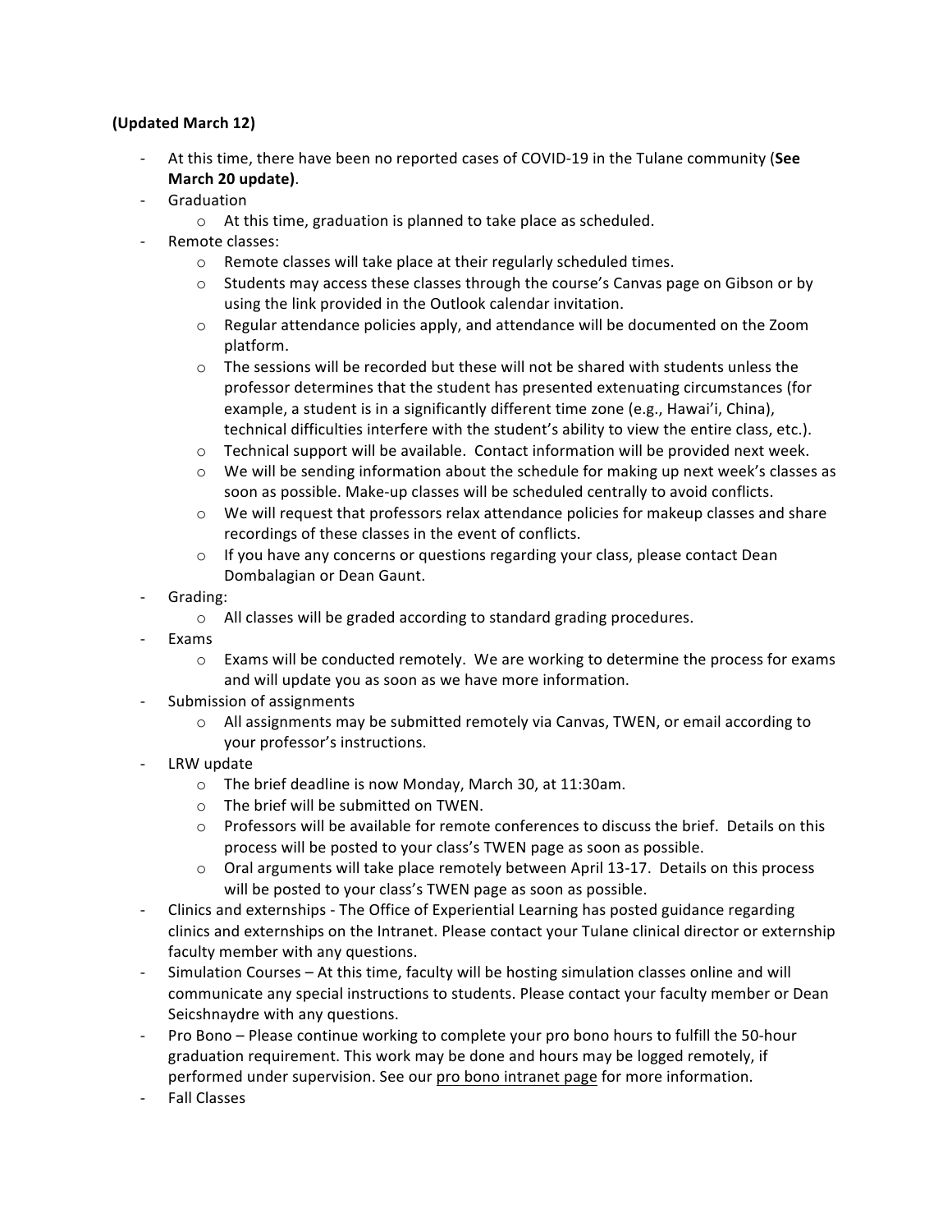**(Updated March 12)**

- At this time, there have been no reported cases of COVID-19 in the Tulane community (**See March 20 update)**.
- Graduation
    - At this time, graduation is planned to take place as scheduled.
- Remote classes:
    - Remote classes will take place at their regularly scheduled times.
    - Students may access these classes through the course's Canvas page on Gibson or by using the link provided in the Outlook calendar invitation.
    - Regular attendance policies apply, and attendance will be documented on the Zoom platform.
    - The sessions will be recorded but these will not be shared with students unless the professor determines that the student has presented extenuating circumstances (for example, a student is in a significantly different time zone (e.g., Hawai'i, China), technical difficulties interfere with the student's ability to view the entire class, etc.).
    - Technical support will be available. Contact information will be provided next week.
    - We will be sending information about the schedule for making up next week's classes as soon as possible. Make-up classes will be scheduled centrally to avoid conflicts.
    - We will request that professors relax attendance policies for makeup classes and share recordings of these classes in the event of conflicts.
    - If you have any concerns or questions regarding your class, please contact Dean Dombalagian or Dean Gaunt.
- Grading:
    - All classes will be graded according to standard grading procedures.
- Exams
    - Exams will be conducted remotely. We are working to determine the process for exams and will update you as soon as we have more information.
- Submission of assignments
    - All assignments may be submitted remotely via Canvas, TWEN, or email according to your professor's instructions.
- LRW update
    - The brief deadline is now Monday, March 30, at 11:30am.
    - The brief will be submitted on TWEN.
    - Professors will be available for remote conferences to discuss the brief. Details on this process will be posted to your class's TWEN page as soon as possible.
    - Oral arguments will take place remotely between April 13-17. Details on this process will be posted to your class's TWEN page as soon as possible.
- Clinics and externships - The Office of Experiential Learning has posted guidance regarding clinics and externships on the Intranet. Please contact your Tulane clinical director or externship faculty member with any questions.
- Simulation Courses – At this time, faculty will be hosting simulation classes online and will communicate any special instructions to students. Please contact your faculty member or Dean Seicshnaydre with any questions.
- Pro Bono – Please continue working to complete your pro bono hours to fulfill the 50-hour graduation requirement. This work may be done and hours may be logged remotely, if performed under supervision. See our pro bono intranet page for more information.
- Fall Classes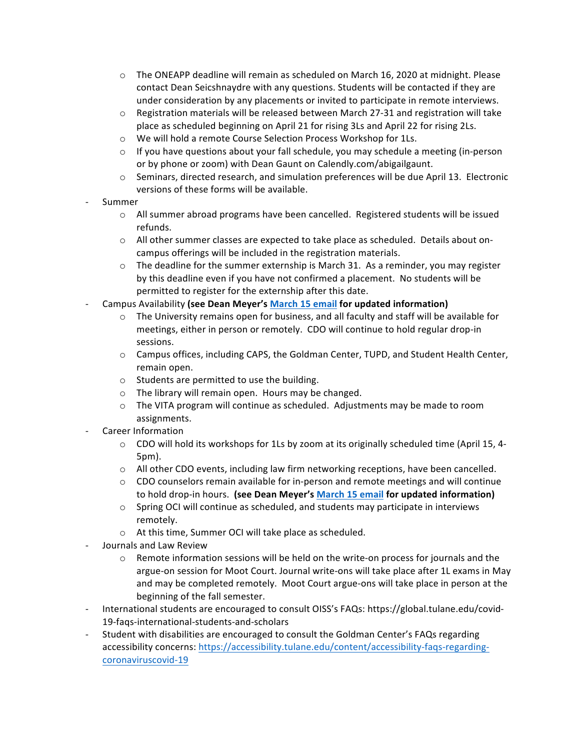- The ONEAPP deadline will remain as scheduled on March 16, 2020 at midnight. Please contact Dean Seicshnaydre with any questions. Students will be contacted if they are under consideration by any placements or invited to participate in remote interviews.
  - Registration materials will be released between March 27-31 and registration will take place as scheduled beginning on April 21 for rising 3Ls and April 22 for rising 2Ls.
  - We will hold a remote Course Selection Process Workshop for 1Ls.
  - If you have questions about your fall schedule, you may schedule a meeting (in-person or by phone or zoom) with Dean Gaunt on Calendly.com/abigailgaunt.
  - Seminars, directed research, and simulation preferences will be due April 13. Electronic versions of these forms will be available.
- Summer
  - All summer abroad programs have been cancelled. Registered students will be issued refunds.
  - All other summer classes are expected to take place as scheduled. Details about on-campus offerings will be included in the registration materials.
  - The deadline for the summer externship is March 31. As a reminder, you may register by this deadline even if you have not confirmed a placement. No students will be permitted to register for the externship after this date.
- Campus Availability **(see Dean Meyer's March 15 email for updated information)**
  - The University remains open for business, and all faculty and staff will be available for meetings, either in person or remotely. CDO will continue to hold regular drop-in sessions.
  - Campus offices, including CAPS, the Goldman Center, TUPD, and Student Health Center, remain open.
  - Students are permitted to use the building.
  - The library will remain open. Hours may be changed.
  - The VITA program will continue as scheduled. Adjustments may be made to room assignments.
- Career Information
  - CDO will hold its workshops for 1Ls by zoom at its originally scheduled time (April 15, 4-5pm).
  - All other CDO events, including law firm networking receptions, have been cancelled.
  - CDO counselors remain available for in-person and remote meetings and will continue to hold drop-in hours. **(see Dean Meyer's March 15 email for updated information)**
  - Spring OCI will continue as scheduled, and students may participate in interviews remotely.
  - At this time, Summer OCI will take place as scheduled.
- Journals and Law Review
  - Remote information sessions will be held on the write-on process for journals and the argue-on session for Moot Court. Journal write-ons will take place after 1L exams in May and may be completed remotely. Moot Court argue-ons will take place in person at the beginning of the fall semester.
- International students are encouraged to consult OISS's FAQs: https://global.tulane.edu/covid-19-faqs-international-students-and-scholars
- Student with disabilities are encouraged to consult the Goldman Center's FAQs regarding accessibility concerns: https://accessibility.tulane.edu/content/accessibility-faqs-regarding-coronaviruscovid-19